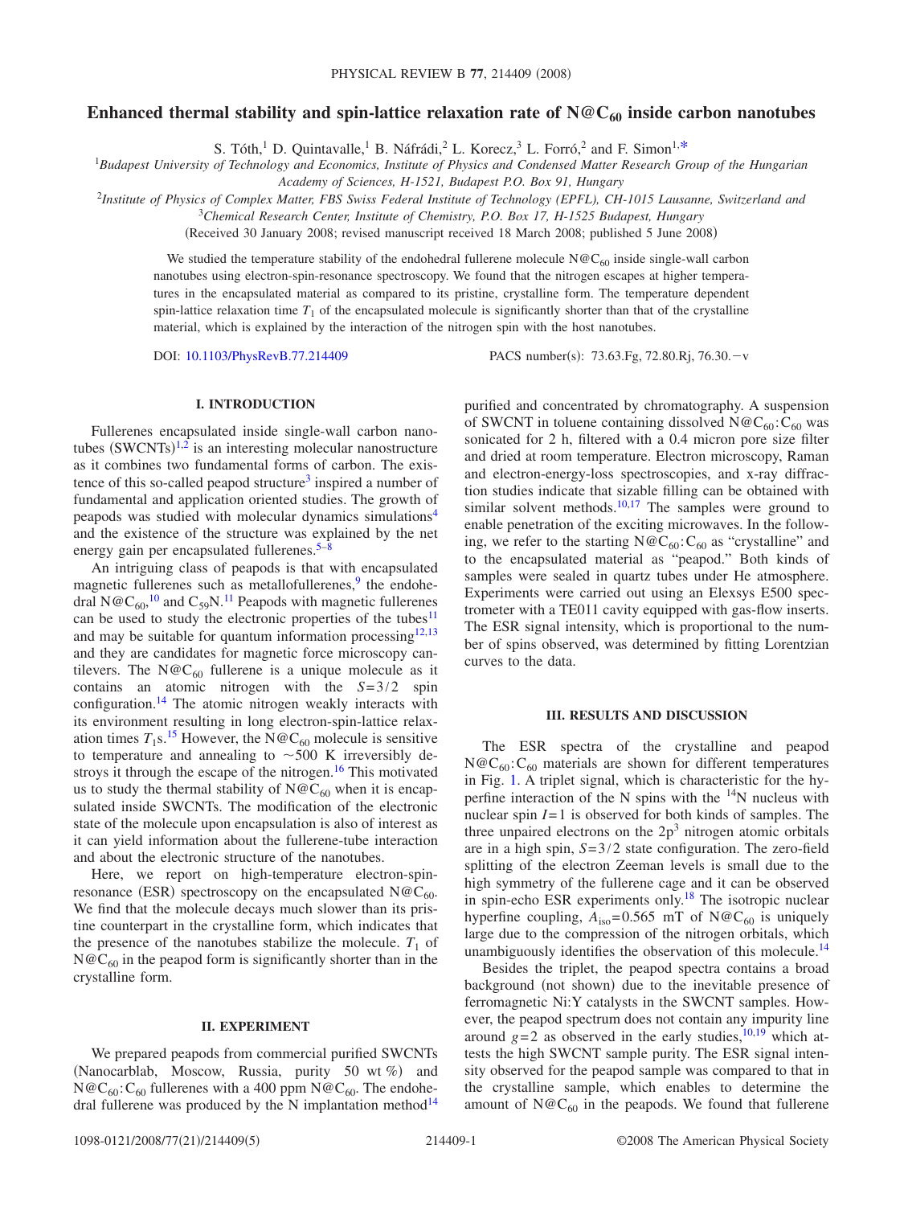# Enhanced thermal stability and spin-lattice relaxation rate of $N@C_{60}$ inside carbon nanotubes

S. Tóth,[1] D. Quintavalle,[1] B. Náfrádi,[2] L. Korecz,[3] L. Forró,[2] and F. Simon[1,*]

[1]*Budapest University of Technology and Economics, Institute of Physics and Condensed Matter Research Group of the Hungarian Academy of Sciences, H-1521, Budapest P.O. Box 91, Hungary*

[2]*Institute of Physics of Complex Matter, FBS Swiss Federal Institute of Technology (EPFL), CH-1015 Lausanne, Switzerland and*

[3]*Chemical Research Center, Institute of Chemistry, P.O. Box 17, H-1525 Budapest, Hungary*

(Received 30 January 2008; revised manuscript received 18 March 2008; published 5 June 2008)

We studied the temperature stability of the endohedral fullerene molecule $N@C_{60}$ inside single-wall carbon nanotubes using electron-spin-resonance spectroscopy. We found that the nitrogen escapes at higher temperatures in the encapsulated material as compared to its pristine, crystalline form. The temperature dependent spin-lattice relaxation time $T_1$ of the encapsulated molecule is significantly shorter than that of the crystalline material, which is explained by the interaction of the nitrogen spin with the host nanotubes.

DOI: 10.1103/PhysRevB.77.214409 PACS number(s): 73.63.Fg, 72.80.Rj, 76.30.−v

## I. INTRODUCTION

Fullerenes encapsulated inside single-wall carbon nanotubes (SWCNTs)[1,2] is an interesting molecular nanostructure as it combines two fundamental forms of carbon. The existence of this so-called peapod structure[3] inspired a number of fundamental and application oriented studies. The growth of peapods was studied with molecular dynamics simulations[4] and the existence of the structure was explained by the net energy gain per encapsulated fullerenes.[5–8]

An intriguing class of peapods is that with encapsulated magnetic fullerenes such as metallofullerenes,[9] the endohedral $N@C_{60}$,[10] and $C_{59}N$.[11] Peapods with magnetic fullerenes can be used to study the electronic properties of the tubes[11] and may be suitable for quantum information processing[12,13] and they are candidates for magnetic force microscopy cantilevers. The $N@C_{60}$ fullerene is a unique molecule as it contains an atomic nitrogen with the $S=3/2$ spin configuration.[14] The atomic nitrogen weakly interacts with its environment resulting in long electron-spin-lattice relaxation times $T_1$s.[15] However, the $N@C_{60}$ molecule is sensitive to temperature and annealing to $\sim$500 K irreversibly destroys it through the escape of the nitrogen.[16] This motivated us to study the thermal stability of $N@C_{60}$ when it is encapsulated inside SWCNTs. The modification of the electronic state of the molecule upon encapsulation is also of interest as it can yield information about the fullerene-tube interaction and about the electronic structure of the nanotubes.

Here, we report on high-temperature electron-spin-resonance (ESR) spectroscopy on the encapsulated $N@C_{60}$. We find that the molecule decays much slower than its pristine counterpart in the crystalline form, which indicates that the presence of the nanotubes stabilize the molecule. $T_1$ of $N@C_{60}$ in the peapod form is significantly shorter than in the crystalline form.

## II. EXPERIMENT

We prepared peapods from commercial purified SWCNTs (Nanocarblab, Moscow, Russia, purity 50 wt %) and $N@C_{60}$:$C_{60}$ fullerenes with a 400 ppm $N@C_{60}$. The endohedral fullerene was produced by the N implantation method[14] purified and concentrated by chromatography. A suspension of SWCNT in toluene containing dissolved $N@C_{60}$:$C_{60}$ was sonicated for 2 h, filtered with a 0.4 micron pore size filter and dried at room temperature. Electron microscopy, Raman and electron-energy-loss spectroscopies, and x-ray diffraction studies indicate that sizable filling can be obtained with similar solvent methods.[10,17] The samples were ground to enable penetration of the exciting microwaves. In the following, we refer to the starting $N@C_{60}$:$C_{60}$ as "crystalline" and to the encapsulated material as "peapod." Both kinds of samples were sealed in quartz tubes under He atmosphere. Experiments were carried out using an Elexsys E500 spectrometer with a TE011 cavity equipped with gas-flow inserts. The ESR signal intensity, which is proportional to the number of spins observed, was determined by fitting Lorentzian curves to the data.

## III. RESULTS AND DISCUSSION

The ESR spectra of the crystalline and peapod $N@C_{60}$:$C_{60}$ materials are shown for different temperatures in Fig. 1. A triplet signal, which is characteristic for the hyperfine interaction of the N spins with the $^{14}N$ nucleus with nuclear spin $I=1$ is observed for both kinds of samples. The three unpaired electrons on the $2p^3$ nitrogen atomic orbitals are in a high spin, $S=3/2$ state configuration. The zero-field splitting of the electron Zeeman levels is small due to the high symmetry of the fullerene cage and it can be observed in spin-echo ESR experiments only.[18] The isotropic nuclear hyperfine coupling, $A_{iso}=0.565$ mT of $N@C_{60}$ is uniquely large due to the compression of the nitrogen orbitals, which unambiguously identifies the observation of this molecule.[14]

Besides the triplet, the peapod spectra contains a broad background (not shown) due to the inevitable presence of ferromagnetic Ni:Y catalysts in the SWCNT samples. However, the peapod spectrum does not contain any impurity line around $g=2$ as observed in the early studies,[10,19] which attests the high SWCNT sample purity. The ESR signal intensity observed for the peapod sample was compared to that in the crystalline sample, which enables to determine the amount of $N@C_{60}$ in the peapods. We found that fullerene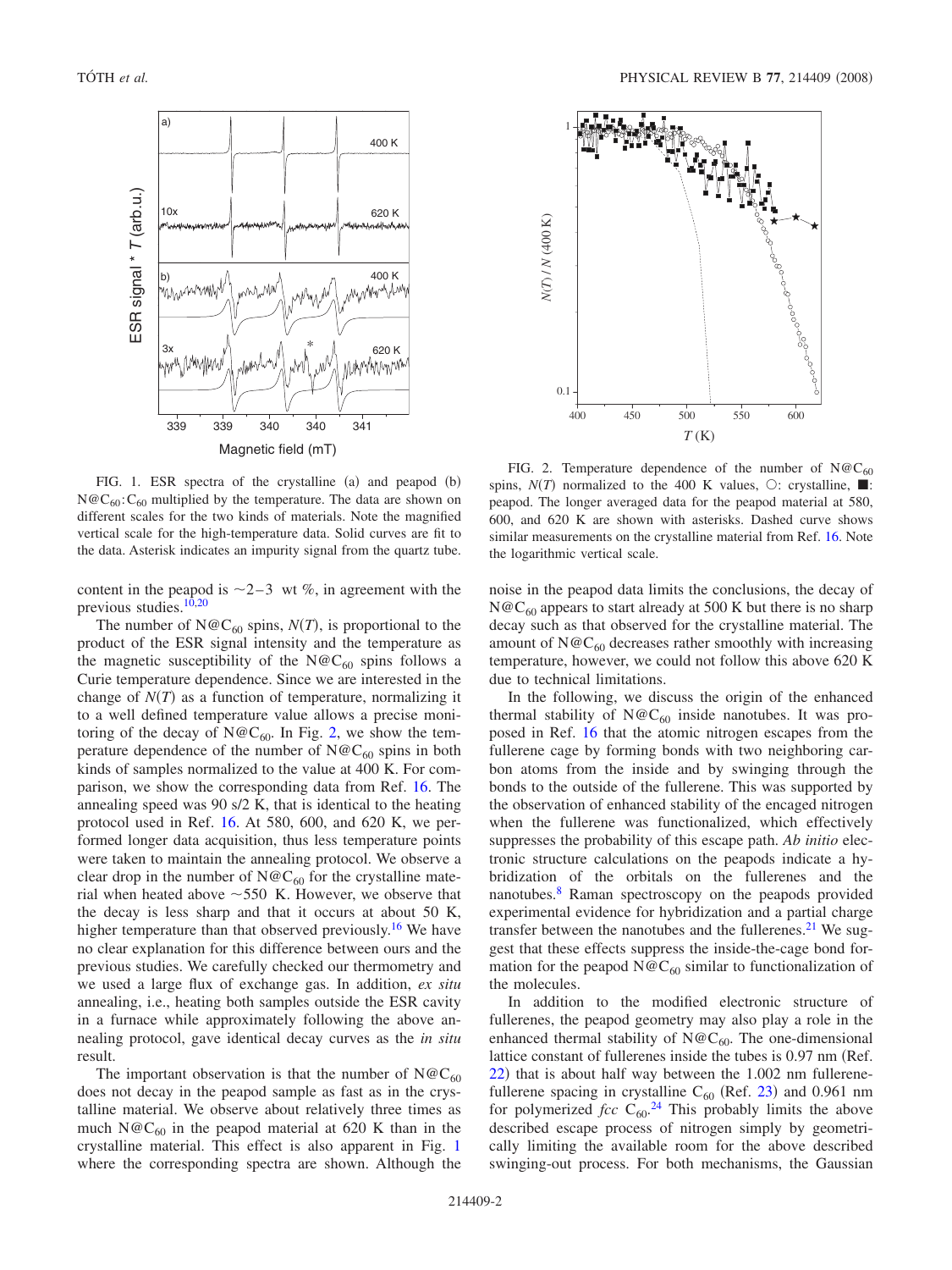a)

400 K

10x

620 K

b)

400 K

3x

620 K

*

ESR signal * $T$ (arb.u.)

339 339 340 340 341

Magnetic field (mT)

FIG. 1. ESR spectra of the crystalline (a) and peapod (b) $N@C_{60}$:$C_{60}$ multiplied by the temperature. The data are shown on different scales for the two kinds of materials. Note the magnified vertical scale for the high-temperature data. Solid curves are fit to the data. Asterisk indicates an impurity signal from the quartz tube.

1

0.1

$N(T)$ / $N$ (400 K)

400 450 500 550 600

$T$ (K)

FIG. 2. Temperature dependence of the number of $N@C_{60}$ spins, $N(T)$ normalized to the 400 K values, ○: crystalline, ■: peapod. The longer averaged data for the peapod material at 580, 600, and 620 K are shown with asterisks. Dashed curve shows similar measurements on the crystalline material from Ref. 16. Note the logarithmic vertical scale.

content in the peapod is ~2–3 wt %, in agreement with the previous studies.[10,20]

The number of $N@C_{60}$ spins, $N(T)$, is proportional to the product of the ESR signal intensity and the temperature as the magnetic susceptibility of the $N@C_{60}$ spins follows a Curie temperature dependence. Since we are interested in the change of $N(T)$ as a function of temperature, normalizing it to a well defined temperature value allows a precise monitoring of the decay of $N@C_{60}$. In Fig. 2, we show the temperature dependence of the number of $N@C_{60}$ spins in both kinds of samples normalized to the value at 400 K. For comparison, we show the corresponding data from Ref. 16. The annealing speed was 90 s/2 K, that is identical to the heating protocol used in Ref. 16. At 580, 600, and 620 K, we performed longer data acquisition, thus less temperature points were taken to maintain the annealing protocol. We observe a clear drop in the number of $N@C_{60}$ for the crystalline material when heated above ~550 K. However, we observe that the decay is less sharp and that it occurs at about 50 K, higher temperature than that observed previously.[16] We have no clear explanation for this difference between ours and the previous studies. We carefully checked our thermometry and we used a large flux of exchange gas. In addition, *ex situ* annealing, i.e., heating both samples outside the ESR cavity in a furnace while approximately following the above annealing protocol, gave identical decay curves as the *in situ* result.

The important observation is that the number of $N@C_{60}$ does not decay in the peapod sample as fast as in the crystalline material. We observe about relatively three times as much $N@C_{60}$ in the peapod material at 620 K than in the crystalline material. This effect is also apparent in Fig. 1 where the corresponding spectra are shown. Although the noise in the peapod data limits the conclusions, the decay of $N@C_{60}$ appears to start already at 500 K but there is no sharp decay such as that observed for the crystalline material. The amount of $N@C_{60}$ decreases rather smoothly with increasing temperature, however, we could not follow this above 620 K due to technical limitations.

In the following, we discuss the origin of the enhanced thermal stability of $N@C_{60}$ inside nanotubes. It was proposed in Ref. 16 that the atomic nitrogen escapes from the fullerene cage by forming bonds with two neighboring carbon atoms from the inside and by swinging through the bonds to the outside of the fullerene. This was supported by the observation of enhanced stability of the encaged nitrogen when the fullerene was functionalized, which effectively suppresses the probability of this escape path. *Ab initio* electronic structure calculations on the peapods indicate a hybridization of the orbitals on the fullerenes and the nanotubes.[8] Raman spectroscopy on the peapods provided experimental evidence for hybridization and a partial charge transfer between the nanotubes and the fullerenes.[21] We suggest that these effects suppress the inside-the-cage bond formation for the peapod $N@C_{60}$ similar to functionalization of the molecules.

In addition to the modified electronic structure of fullerenes, the peapod geometry may also play a role in the enhanced thermal stability of $N@C_{60}$. The one-dimensional lattice constant of fullerenes inside the tubes is 0.97 nm (Ref. 22) that is about half way between the 1.002 nm fullerene-fullerene spacing in crystalline $C_{60}$ (Ref. 23) and 0.961 nm for polymerized *fcc* $C_{60}$.[24] This probably limits the above described escape process of nitrogen simply by geometrically limiting the available room for the above described swinging-out process. For both mechanisms, the Gaussian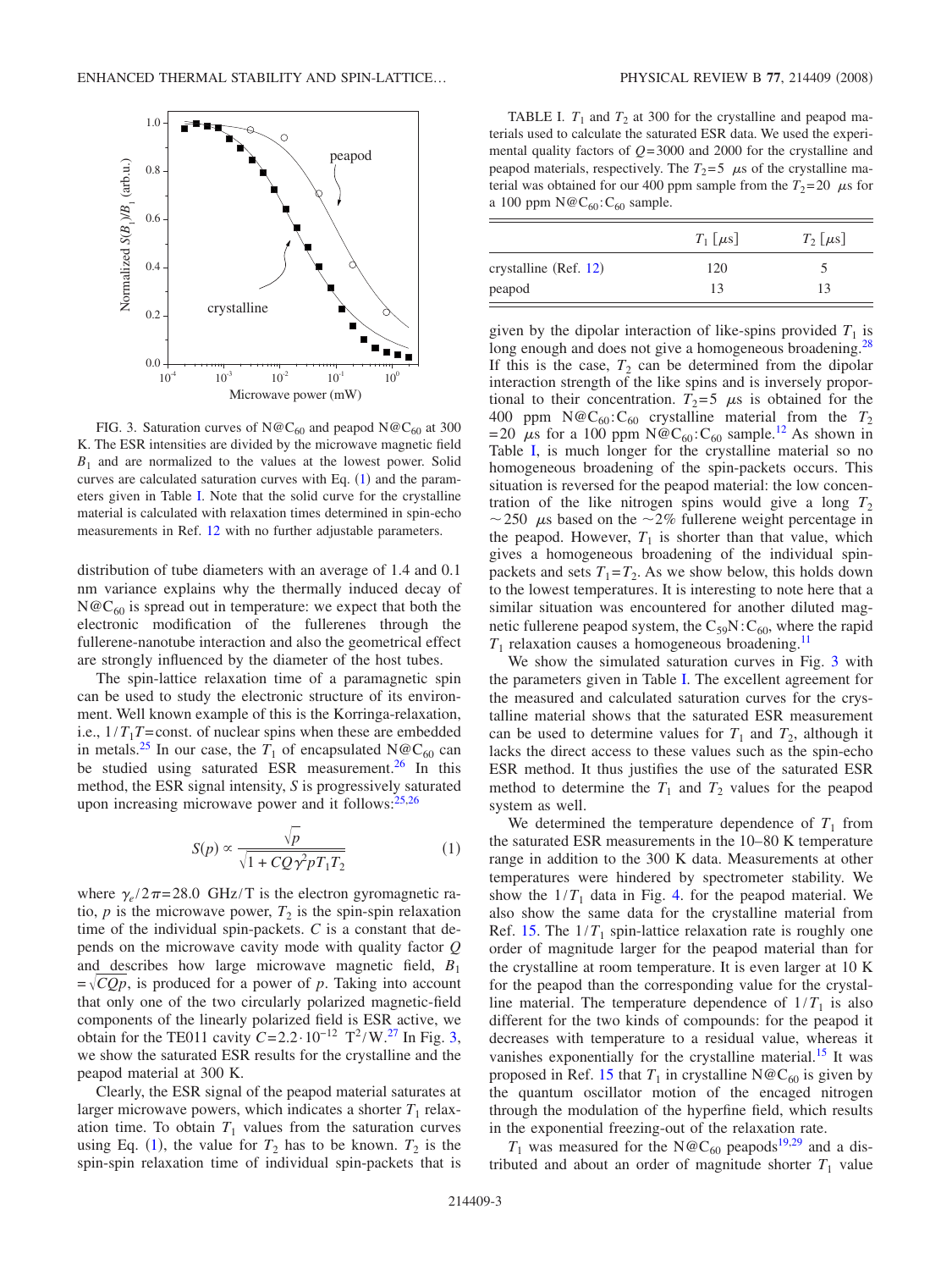Normalized $S(B_1)/B_1$ (arb.u.)

1.0

0.8

0.6

0.4

0.2

0.0

$10^{-4}$ $10^{-3}$ $10^{-2}$ $10^{-1}$ $10^{0}$

Microwave power (mW)

peapod

crystalline

FIG. 3. Saturation curves of $N@C_{60}$ and peapod $N@C_{60}$ at 300 K. The ESR intensities are divided by the microwave magnetic field $B_1$ and are normalized to the values at the lowest power. Solid curves are calculated saturation curves with Eq. (1) and the parameters given in Table I. Note that the solid curve for the crystalline material is calculated with relaxation times determined in spin-echo measurements in Ref. 12 with no further adjustable parameters.

distribution of tube diameters with an average of 1.4 and 0.1 nm variance explains why the thermally induced decay of $N@C_{60}$ is spread out in temperature: we expect that both the electronic modification of the fullerenes through the fullerene-nanotube interaction and also the geometrical effect are strongly influenced by the diameter of the host tubes.

The spin-lattice relaxation time of a paramagnetic spin can be used to study the electronic structure of its environment. Well known example of this is the Korringa-relaxation, i.e., $1/T_1T$=const. of nuclear spins when these are embedded in metals.[25] In our case, the $T_1$ of encapsulated $N@C_{60}$ can be studied using saturated ESR measurement.[26] In this method, the ESR signal intensity, $S$ is progressively saturated upon increasing microwave power and it follows:[25,26]

$$S(p) \propto \frac{\sqrt{p}}{\sqrt{1 + CQ\gamma^2 pT_1T_2}} \qquad (1)$$

where $\gamma_e/2\pi = 28.0$ GHz/T is the electron gyromagnetic ratio, $p$ is the microwave power, $T_2$ is the spin-spin relaxation time of the individual spin-packets. $C$ is a constant that depends on the microwave cavity mode with quality factor $Q$ and describes how large microwave magnetic field, $B_1 = \sqrt{CQp}$, is produced for a power of $p$. Taking into account that only one of the two circularly polarized magnetic-field components of the linearly polarized field is ESR active, we obtain for the TE011 cavity $C = 2.2 \cdot 10^{-12}$ $\text{T}^2/\text{W}$.[27] In Fig. 3, we show the saturated ESR results for the crystalline and the peapod material at 300 K.

Clearly, the ESR signal of the peapod material saturates at larger microwave powers, which indicates a shorter $T_1$ relaxation time. To obtain $T_1$ values from the saturation curves using Eq. (1), the value for $T_2$ has to be known. $T_2$ is the spin-spin relaxation time of individual spin-packets that is given by the dipolar interaction of like-spins provided $T_1$ is long enough and does not give a homogeneous broadening.[28] If this is the case, $T_2$ can be determined from the dipolar interaction strength of the like spins and is inversely proportional to their concentration. $T_2 = 5$ $\mu$s is obtained for the 400 ppm $N@C_{60}:C_{60}$ crystalline material from the $T_2 = 20$ $\mu$s for a 100 ppm $N@C_{60}:C_{60}$ sample.[12] As shown in Table I, is much longer for the crystalline material so no homogeneous broadening of the spin-packets occurs. This situation is reversed for the peapod material: the low concentration of the like nitrogen spins would give a long $T_2 \sim 250$ $\mu$s based on the $\sim 2\%$ fullerene weight percentage in the peapod. However, $T_1$ is shorter than that value, which gives a homogeneous broadening of the individual spin-packets and sets $T_1 = T_2$. As we show below, this holds down to the lowest temperatures. It is interesting to note here that a similar situation was encountered for another diluted magnetic fullerene peapod system, the $C_{59}N:C_{60}$, where the rapid $T_1$ relaxation causes a homogeneous broadening.[11]

TABLE I. $T_1$ and $T_2$ at 300 for the crystalline and peapod materials used to calculate the saturated ESR data. We used the experimental quality factors of $Q = 3000$ and 2000 for the crystalline and peapod materials, respectively. The $T_2 = 5$ $\mu$s of the crystalline material was obtained for our 400 ppm sample from the $T_2 = 20$ $\mu$s for a 100 ppm $N@C_{60}:C_{60}$ sample.

| | $T_1$ [$\mu$s] | $T_2$ [$\mu$s] |
|---|---|---|
| crystalline (Ref. 12) | 120 | 5 |
| peapod | 13 | 13 |

We show the simulated saturation curves in Fig. 3 with the parameters given in Table I. The excellent agreement for the measured and calculated saturation curves for the crystalline material shows that the saturated ESR measurement can be used to determine values for $T_1$ and $T_2$, although it lacks the direct access to these values such as the spin-echo ESR method. It thus justifies the use of the saturated ESR method to determine the $T_1$ and $T_2$ values for the peapod system as well.

We determined the temperature dependence of $T_1$ from the saturated ESR measurements in the 10–80 K temperature range in addition to the 300 K data. Measurements at other temperatures were hindered by spectrometer stability. We show the $1/T_1$ data in Fig. 4. for the peapod material. We also show the same data for the crystalline material from Ref. 15. The $1/T_1$ spin-lattice relaxation rate is roughly one order of magnitude larger for the peapod material than for the crystalline at room temperature. It is even larger at 10 K for the peapod than the corresponding value for the crystalline material. The temperature dependence of $1/T_1$ is also different for the two kinds of compounds: for the peapod it decreases with temperature to a residual value, whereas it vanishes exponentially for the crystalline material.[15] It was proposed in Ref. 15 that $T_1$ in crystalline $N@C_{60}$ is given by the quantum oscillator motion of the encaged nitrogen through the modulation of the hyperfine field, which results in the exponential freezing-out of the relaxation rate.

$T_1$ was measured for the $N@C_{60}$ peapods[19,29] and a distributed and about an order of magnitude shorter $T_1$ value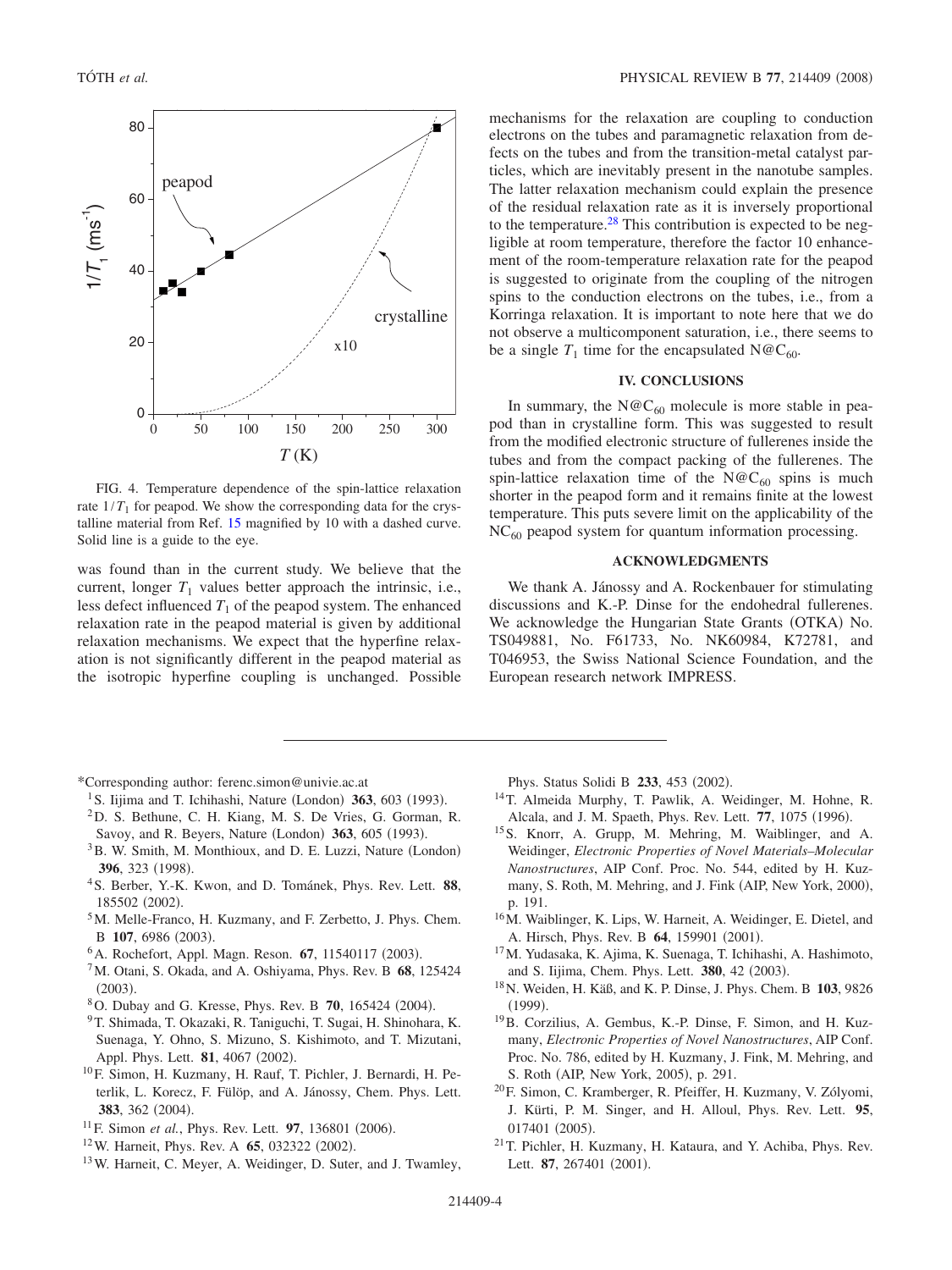80

60

40

20

0

0 50 100 150 200 250 300

$1/T_1$ (ms$^{-1}$)

$T$ (K)

peapod

crystalline

x10

FIG. 4. Temperature dependence of the spin-lattice relaxation rate $1/T_1$ for peapod. We show the corresponding data for the crystalline material from Ref. 15 magnified by 10 with a dashed curve. Solid line is a guide to the eye.

was found than in the current study. We believe that the current, longer $T_1$ values better approach the intrinsic, i.e., less defect influenced $T_1$ of the peapod system. The enhanced relaxation rate in the peapod material is given by additional relaxation mechanisms. We expect that the hyperfine relaxation is not significantly different in the peapod material as the isotropic hyperfine coupling is unchanged. Possible mechanisms for the relaxation are coupling to conduction electrons on the tubes and paramagnetic relaxation from defects on the tubes and from the transition-metal catalyst particles, which are inevitably present in the nanotube samples. The latter relaxation mechanism could explain the presence of the residual relaxation rate as it is inversely proportional to the temperature.[28] This contribution is expected to be negligible at room temperature, therefore the factor 10 enhancement of the room-temperature relaxation rate for the peapod is suggested to originate from the coupling of the nitrogen spins to the conduction electrons on the tubes, i.e., from a Korringa relaxation. It is important to note here that we do not observe a multicomponent saturation, i.e., there seems to be a single $T_1$ time for the encapsulated N@$C_{60}$.

## IV. CONCLUSIONS

In summary, the N@$C_{60}$ molecule is more stable in peapod than in crystalline form. This was suggested to result from the modified electronic structure of fullerenes inside the tubes and from the compact packing of the fullerenes. The spin-lattice relaxation time of the N@$C_{60}$ spins is much shorter in the peapod form and it remains finite at the lowest temperature. This puts severe limit on the applicability of the $NC_{60}$ peapod system for quantum information processing.

## ACKNOWLEDGMENTS

We thank A. Jánossy and A. Rockenbauer for stimulating discussions and K.-P. Dinse for the endohedral fullerenes. We acknowledge the Hungarian State Grants (OTKA) No. TS049881, No. F61733, No. NK60984, K72781, and T046953, the Swiss National Science Foundation, and the European research network IMPRESS.

---

*Corresponding author: ferenc.simon@univie.ac.at

[1] S. Iijima and T. Ichihashi, Nature (London) **363**, 603 (1993).

[2] D. S. Bethune, C. H. Kiang, M. S. De Vries, G. Gorman, R. Savoy, and R. Beyers, Nature (London) **363**, 605 (1993).

[3] B. W. Smith, M. Monthioux, and D. E. Luzzi, Nature (London) **396**, 323 (1998).

[4] S. Berber, Y.-K. Kwon, and D. Tomának, Phys. Rev. Lett. **88**, 185502 (2002).

[5] M. Melle-Franco, H. Kuzmany, and F. Zerbetto, J. Phys. Chem. B **107**, 6986 (2003).

[6] A. Rochefort, Appl. Magn. Reson. **67**, 11540117 (2003).

[7] M. Otani, S. Okada, and A. Oshiyama, Phys. Rev. B **68**, 125424 (2003).

[8] O. Dubay and G. Kresse, Phys. Rev. B **70**, 165424 (2004).

[9] T. Shimada, T. Okazaki, R. Taniguchi, T. Sugai, H. Shinohara, K. Suenaga, Y. Ohno, S. Mizuno, S. Kishimoto, and T. Mizutani, Appl. Phys. Lett. **81**, 4067 (2002).

[10] F. Simon, H. Kuzmany, H. Rauf, T. Pichler, J. Bernardi, H. Peterlik, L. Korecz, F. Fülöp, and A. Jánossy, Chem. Phys. Lett. **383**, 362 (2004).

[11] F. Simon *et al.*, Phys. Rev. Lett. **97**, 136801 (2006).

[12] W. Harneit, Phys. Rev. A **65**, 032322 (2002).

[13] W. Harneit, C. Meyer, A. Weidinger, D. Suter, and J. Twamley, Phys. Status Solidi B **233**, 453 (2002).

[14] T. Almeida Murphy, T. Pawlik, A. Weidinger, M. Hohne, R. Alcala, and J. M. Spaeth, Phys. Rev. Lett. **77**, 1075 (1996).

[15] S. Knorr, A. Grupp, M. Mehring, M. Waiblinger, and A. Weidinger, *Electronic Properties of Novel Materials–Molecular Nanostructures*, AIP Conf. Proc. No. 544, edited by H. Kuzmany, S. Roth, M. Mehring, and J. Fink (AIP, New York, 2000), p. 191.

[16] M. Waiblinger, K. Lips, W. Harneit, A. Weidinger, E. Dietel, and A. Hirsch, Phys. Rev. B **64**, 159901 (2001).

[17] M. Yudasaka, K. Ajima, K. Suenaga, T. Ichihashi, A. Hashimoto, and S. Iijima, Chem. Phys. Lett. **380**, 42 (2003).

[18] N. Weiden, H. Käß, and K. P. Dinse, J. Phys. Chem. B **103**, 9826 (1999).

[19] B. Corzilius, A. Gembus, K.-P. Dinse, F. Simon, and H. Kuzmany, *Electronic Properties of Novel Nanostructures*, AIP Conf. Proc. No. 786, edited by H. Kuzmany, J. Fink, M. Mehring, and S. Roth (AIP, New York, 2005), p. 291.

[20] F. Simon, C. Kramberger, R. Pfeiffer, H. Kuzmany, V. Zólyomi, J. Kürti, P. M. Singer, and H. Alloul, Phys. Rev. Lett. **95**, 017401 (2005).

[21] T. Pichler, H. Kuzmany, H. Kataura, and Y. Achiba, Phys. Rev. Lett. **87**, 267401 (2001).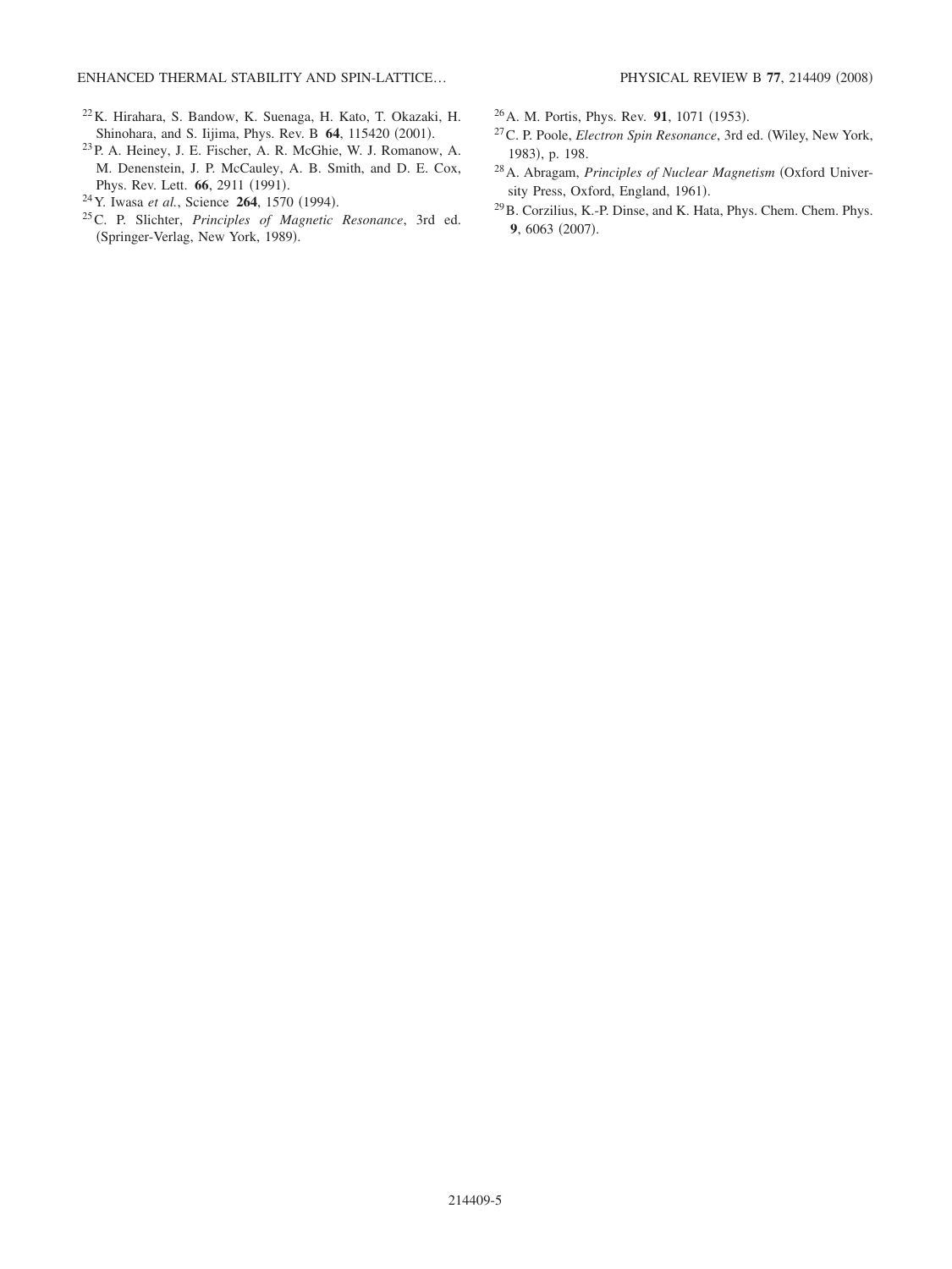[22] K. Hirahara, S. Bandow, K. Suenaga, H. Kato, T. Okazaki, H. Shinohara, and S. Iijima, Phys. Rev. B **64**, 115420 (2001).

[23] P. A. Heiney, J. E. Fischer, A. R. McGhie, W. J. Romanow, A. M. Denenstein, J. P. McCauley, A. B. Smith, and D. E. Cox, Phys. Rev. Lett. **66**, 2911 (1991).

[24] Y. Iwasa *et al.*, Science **264**, 1570 (1994).

[25] C. P. Slichter, *Principles of Magnetic Resonance*, 3rd ed. (Springer-Verlag, New York, 1989).

[26] A. M. Portis, Phys. Rev. **91**, 1071 (1953).

[27] C. P. Poole, *Electron Spin Resonance*, 3rd ed. (Wiley, New York, 1983), p. 198.

[28] A. Abragam, *Principles of Nuclear Magnetism* (Oxford University Press, Oxford, England, 1961).

[29] B. Corzilius, K.-P. Dinse, and K. Hata, Phys. Chem. Chem. Phys. **9**, 6063 (2007).